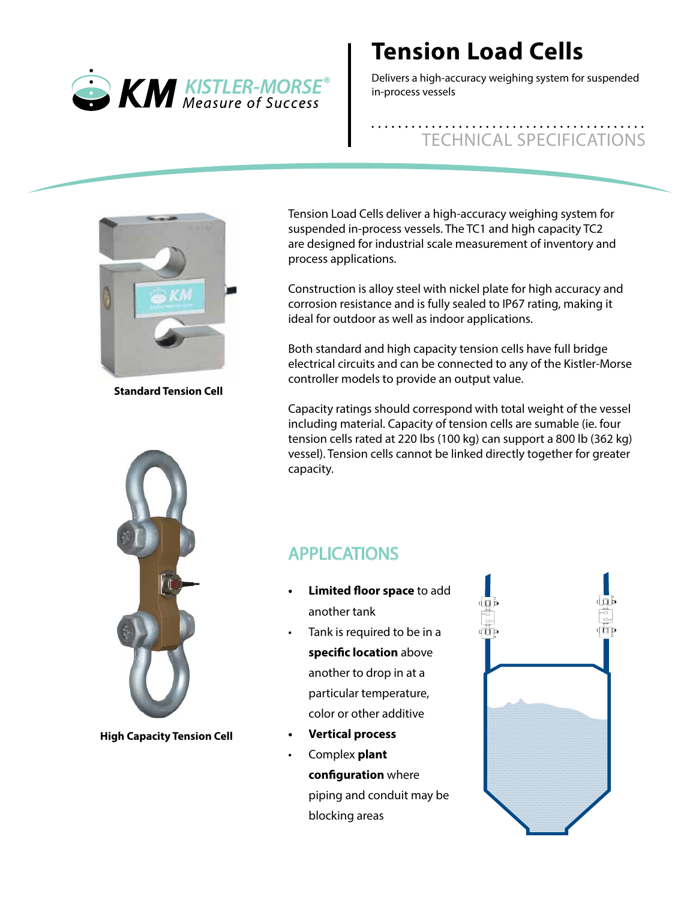# Tension Load Cells

Delivers a high-accuracy weighing system for suspended in-process vessels

TECHNICAL SPECIFICATIONS

Tension Load Cells deliver a high-accuracy weighing system for suspended in-process vessels. The TC1 and high capacity TC2 are designed for industrial scale measurement of inventory and process applications.

Construction is alloy steel with nickel plate for high accuracy and corrosion resistance and is fully sealed to IP67 rating, making it ideal for outdoor as well as indoor applications.

Both standard and high capacity tension cells have full bridge electrical circuits and can be connected to any of the Kistler-Morse controller models to provide an output value.

Capacity ratings should correspond with total weight of the vessel including material. Capacity of tension cells are sumable (ie. four tension cells rated at 220 lbs (100 kg) can support a 800 lb (362 kg) vessel). Tension cells cannot be linked directly together for greater capacity.

**Standard Tension Cell**

**High Capacity Tension Cell**

## APPLICATIONS

- **Limited floor space** to add another tank
- Tank is required to be in a **specific location** above another to drop in at a particular temperature, color or other additive
- **Vertical process**
- Complex **plant configuration** where piping and conduit may be blocking areas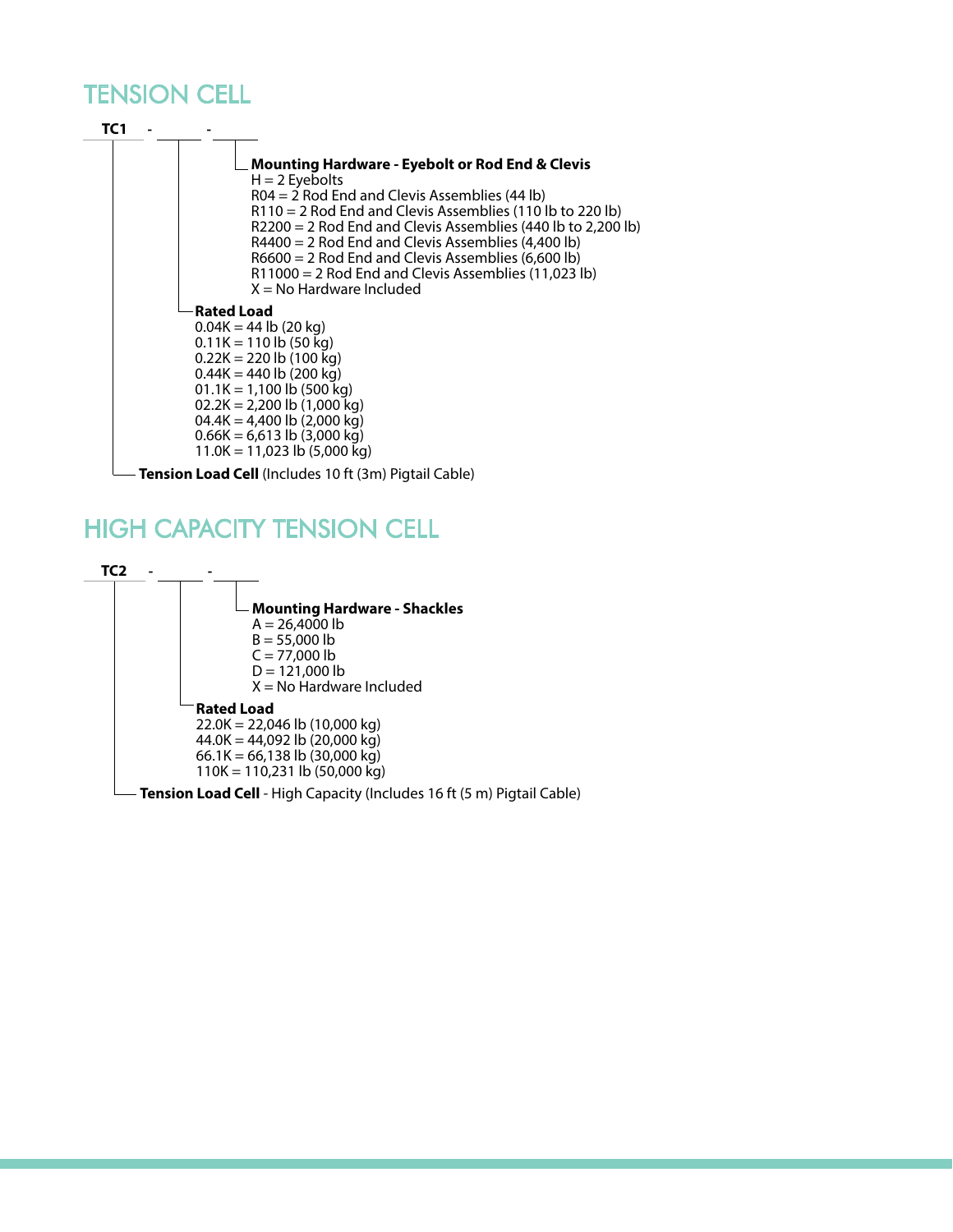## TENSION CELL

**TC1** - ______ - ______

**Mounting Hardware - Eyebolt or Rod End & Clevis**
H = 2 Eyebolts
R04 = 2 Rod End and Clevis Assemblies (44 lb)
R110 = 2 Rod End and Clevis Assemblies (110 lb to 220 lb)
R2200 = 2 Rod End and Clevis Assemblies (440 lb to 2,200 lb)
R4400 = 2 Rod End and Clevis Assemblies (4,400 lb)
R6600 = 2 Rod End and Clevis Assemblies (6,600 lb)
R11000 = 2 Rod End and Clevis Assemblies (11,023 lb)
X = No Hardware Included

**Rated Load**
0.04K = 44 lb (20 kg)
0.11K = 110 lb (50 kg)
0.22K = 220 lb (100 kg)
0.44K = 440 lb (200 kg)
01.1K = 1,100 lb (500 kg)
02.2K = 2,200 lb (1,000 kg)
04.4K = 4,400 lb (2,000 kg)
0.66K = 6,613 lb (3,000 kg)
11.0K = 11,023 lb (5,000 kg)

**Tension Load Cell** (Includes 10 ft (3m) Pigtail Cable)

## HIGH CAPACITY TENSION CELL

**TC2** - ______ - ______

**Mounting Hardware - Shackles**
A = 26,4000 lb
B = 55,000 lb
C = 77,000 lb
D = 121,000 lb
X = No Hardware Included

**Rated Load**
22.0K = 22,046 lb (10,000 kg)
44.0K = 44,092 lb (20,000 kg)
66.1K = 66,138 lb (30,000 kg)
110K = 110,231 lb (50,000 kg)

**Tension Load Cell** - High Capacity (Includes 16 ft (5 m) Pigtail Cable)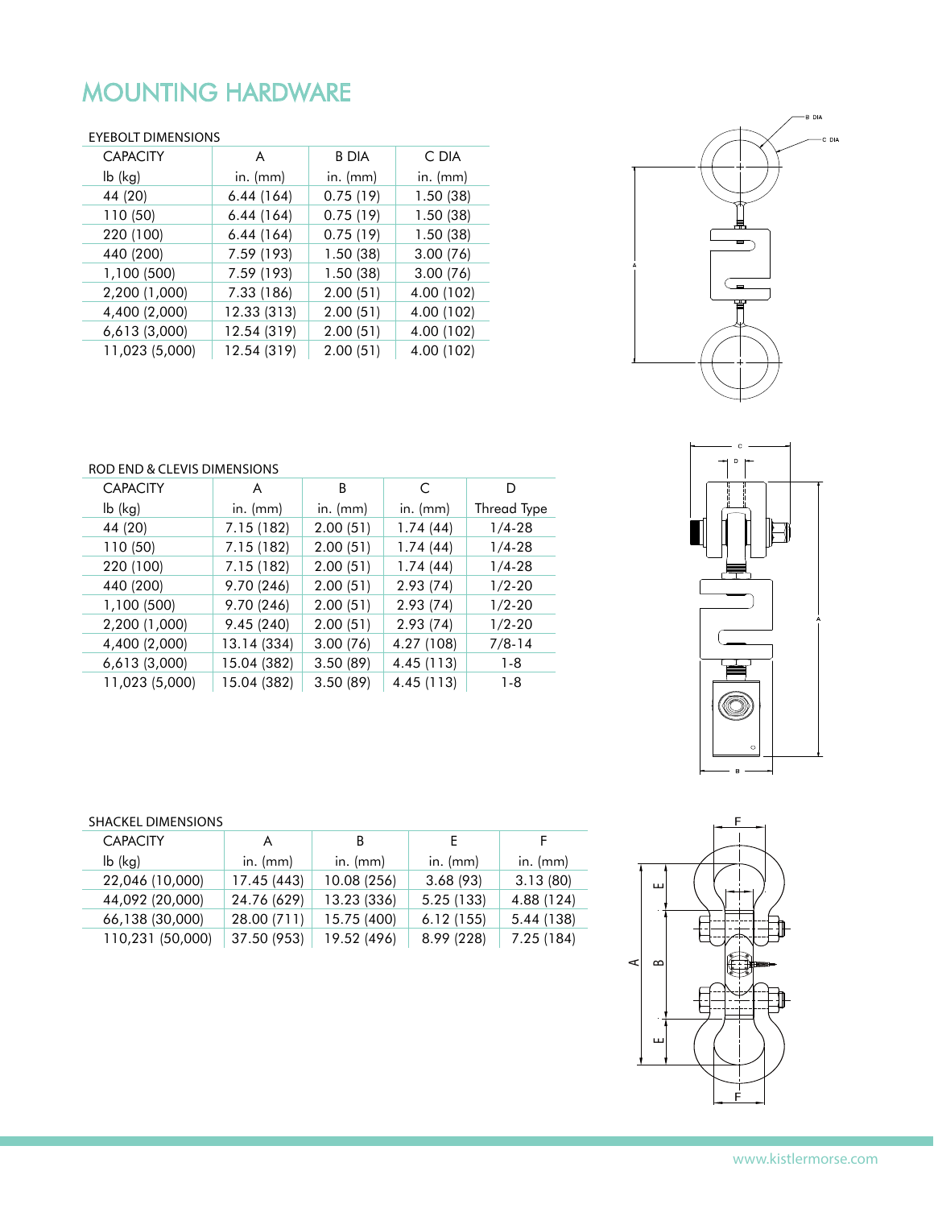# MOUNTING HARDWARE

EYEBOLT DIMENSIONS

| CAPACITY | A | B DIA | C DIA |
|---|---|---|---|
| lb (kg) | in. (mm) | in. (mm) | in. (mm) |
| 44 (20) | 6.44 (164) | 0.75 (19) | 1.50 (38) |
| 110 (50) | 6.44 (164) | 0.75 (19) | 1.50 (38) |
| 220 (100) | 6.44 (164) | 0.75 (19) | 1.50 (38) |
| 440 (200) | 7.59 (193) | 1.50 (38) | 3.00 (76) |
| 1,100 (500) | 7.59 (193) | 1.50 (38) | 3.00 (76) |
| 2,200 (1,000) | 7.33 (186) | 2.00 (51) | 4.00 (102) |
| 4,400 (2,000) | 12.33 (313) | 2.00 (51) | 4.00 (102) |
| 6,613 (3,000) | 12.54 (319) | 2.00 (51) | 4.00 (102) |
| 11,023 (5,000) | 12.54 (319) | 2.00 (51) | 4.00 (102) |

B DIA

C DIA

A

ROD END & CLEVIS DIMENSIONS

| CAPACITY | A | B | C | D |
|---|---|---|---|---|
| lb (kg) | in. (mm) | in. (mm) | in. (mm) | Thread Type |
| 44 (20) | 7.15 (182) | 2.00 (51) | 1.74 (44) | 1/4-28 |
| 110 (50) | 7.15 (182) | 2.00 (51) | 1.74 (44) | 1/4-28 |
| 220 (100) | 7.15 (182) | 2.00 (51) | 1.74 (44) | 1/4-28 |
| 440 (200) | 9.70 (246) | 2.00 (51) | 2.93 (74) | 1/2-20 |
| 1,100 (500) | 9.70 (246) | 2.00 (51) | 2.93 (74) | 1/2-20 |
| 2,200 (1,000) | 9.45 (240) | 2.00 (51) | 2.93 (74) | 1/2-20 |
| 4,400 (2,000) | 13.14 (334) | 3.00 (76) | 4.27 (108) | 7/8-14 |
| 6,613 (3,000) | 15.04 (382) | 3.50 (89) | 4.45 (113) | 1-8 |
| 11,023 (5,000) | 15.04 (382) | 3.50 (89) | 4.45 (113) | 1-8 |

C

D

A

B

SHACKEL DIMENSIONS

| CAPACITY | A | B | E | F |
|---|---|---|---|---|
| lb (kg) | in. (mm) | in. (mm) | in. (mm) | in. (mm) |
| 22,046 (10,000) | 17.45 (443) | 10.08 (256) | 3.68 (93) | 3.13 (80) |
| 44,092 (20,000) | 24.76 (629) | 13.23 (336) | 5.25 (133) | 4.88 (124) |
| 66,138 (30,000) | 28.00 (711) | 15.75 (400) | 6.12 (155) | 5.44 (138) |
| 110,231 (50,000) | 37.50 (953) | 19.52 (496) | 8.99 (228) | 7.25 (184) |

F

E

A

B

E

F

www.kistlermorse.com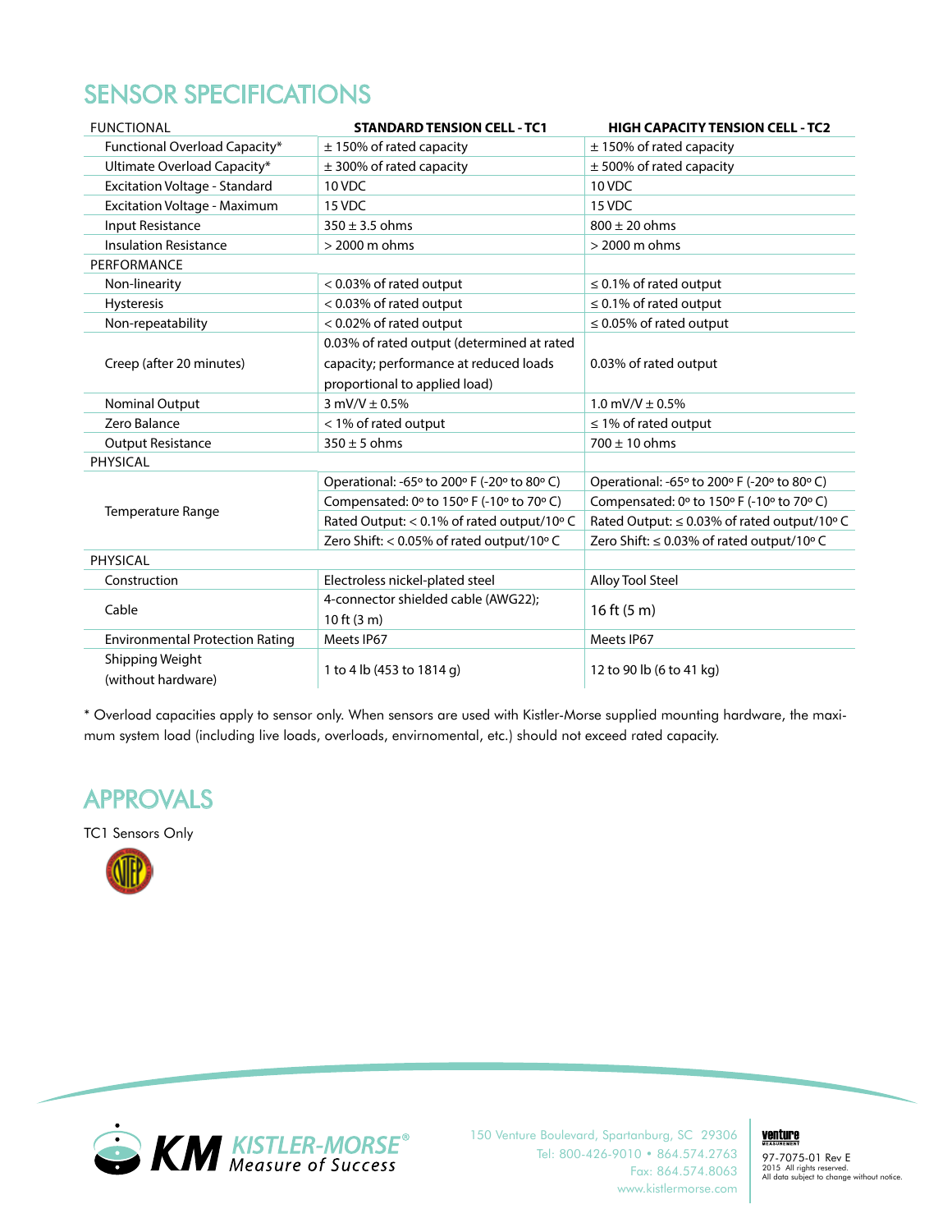## SENSOR SPECIFICATIONS

| FUNCTIONAL | STANDARD TENSION CELL - TC1 | HIGH CAPACITY TENSION CELL - TC2 |
|---|---|---|
| Functional Overload Capacity* | ± 150% of rated capacity | ± 150% of rated capacity |
| Ultimate Overload Capacity* | ± 300% of rated capacity | ± 500% of rated capacity |
| Excitation Voltage - Standard | 10 VDC | 10 VDC |
| Excitation Voltage - Maximum | 15 VDC | 15 VDC |
| Input Resistance | 350 ± 3.5 ohms | 800 ± 20 ohms |
| Insulation Resistance | > 2000 m ohms | > 2000 m ohms |
| PERFORMANCE | | |
| Non-linearity | < 0.03% of rated output | ≤ 0.1% of rated output |
| Hysteresis | < 0.03% of rated output | ≤ 0.1% of rated output |
| Non-repeatability | < 0.02% of rated output | ≤ 0.05% of rated output |
| Creep (after 20 minutes) | 0.03% of rated output (determined at rated capacity; performance at reduced loads proportional to applied load) | 0.03% of rated output |
| Nominal Output | 3 mV/V ± 0.5% | 1.0 mV/V ± 0.5% |
| Zero Balance | < 1% of rated output | ≤ 1% of rated output |
| Output Resistance | 350 ± 5 ohms | 700 ± 10 ohms |
| PHYSICAL | | |
| Temperature Range | Operational: -65° to 200° F (-20° to 80° C) | Operational: -65° to 200° F (-20° to 80° C) |
| | Compensated: 0° to 150° F (-10° to 70° C) | Compensated: 0° to 150° F (-10° to 70° C) |
| | Rated Output: < 0.1% of rated output/10° C | Rated Output: ≤ 0.03% of rated output/10° C |
| | Zero Shift: < 0.05% of rated output/10° C | Zero Shift: ≤ 0.03% of rated output/10° C |
| PHYSICAL | | |
| Construction | Electroless nickel-plated steel | Alloy Tool Steel |
| Cable | 4-connector shielded cable (AWG22); 10 ft (3 m) | 16 ft (5 m) |
| Environmental Protection Rating | Meets IP67 | Meets IP67 |
| Shipping Weight (without hardware) | 1 to 4 lb (453 to 1814 g) | 12 to 90 lb (6 to 41 kg) |

* Overload capacities apply to sensor only. When sensors are used with Kistler-Morse supplied mounting hardware, the maximum system load (including live loads, overloads, envirnomental, etc.) should not exceed rated capacity.

## APPROVALS

TC1 Sensors Only

NTEP

KM KISTLER-MORSE® Measure of Success

150 Venture Boulevard, Spartanburg, SC 29306
Tel: 800-426-9010 • 864.574.2763
Fax: 864.574.8063
www.kistlermorse.com

venture MEASUREMENT

97-7075-01 Rev E
2015 All rights reserved.
All data subject to change without notice.